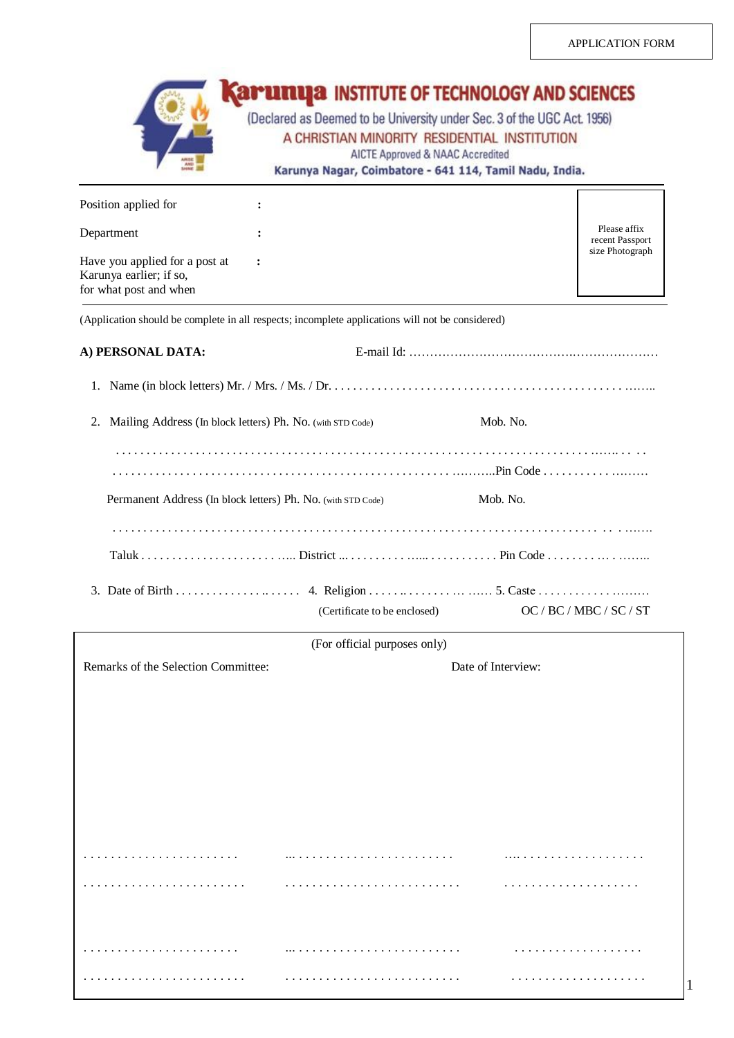APPLICATION FORM

# Karunya INSTITUTE OF TECHNOLOGY AND SCIENCES

(Declared as Deemed to be University under Sec. 3 of the UGC Act 1956)

A CHRISTIAN MINORITY RESIDENTIAL INSTITUTION

AICTE Approved & NAAC Accredited

Karunya Nagar, Coimbatore - 641 114, Tamil Nadu, India.

Position applied for :

Department :

Have you applied for a post at Karunya earlier; if so, for what post and when :

Please affix recent Passport size Photograph

(Application should be complete in all respects; incomplete applications will not be considered)

**A) PERSONAL DATA:** E-mail Id: ………………………………….………………

1. Name (in block letters) Mr. / Mrs. / Ms. / Dr. . . . . . . . . . . . . . . . . . . . . . . . . . . . . . . . . . . . . . . . . . . . . . . . . . . ……..

2. Mailing Address (In block letters) Ph. No. (with STD Code) Mob. No.

   . . . . . . . . . . . . . . . . . . . . . . . . . . . . . . . . . . . . . . . . . . . . . . . . . . . . . . . . . . . . . . . . . . . . . . . . . . . . . ……. . . . .

   . . . . . . . . . . . . . . . . . . . . . . . . . . . . . . . . . . . . . . . . . . . . . . . . . . . . ……….Pin Code . . . . . . . . . . . …….

   Permanent Address (In block letters) Ph. No. (with STD Code) Mob. No.

   . . . . . . . . . . . . . . . . . . . . . . . . . . . . . . . . . . . . . . . . . . . . . . . . . . . . . . . . . . . . . . . . . . . . . . . . . . . . . . . . . ……

   Taluk . . . . . . . . . . . . . . . . . . . . . . …. District ... . . . . . . . . . ..... . . . . . . . . . . . Pin Code . . . . . . . . . … . ……..

3. Date of Birth . . . . . . . . . . . . . . . .. . . . . . 4. Religion . . . . . .. . . . . . . . . … …… 5. Caste . . . . . . . . . . . . ……..

   (Certificate to be enclosed) OC / BC / MBC / SC / ST

(For official purposes only)

Remarks of the Selection Committee: Date of Interview:

. . . . . . . . . . . . . . . . . . . . . . . ... . . . . . . . . . . . . . . . . . . . . . . . …. . . . . . . . . . . . . . . . . . .

. . . . . . . . . . . . . . . . . . . . . . . . . . . . . . . . . . . . . . . . . . . . . . . . . . . . . . . . . . . . . . . . . . . . . .

. . . . . . . . . . . . . . . . . . . . . . . ... . . . . . . . . . . . . . . . . . . . . . . . . . . . . . . . . . . . . . . . . . . . .

. . . . . . . . . . . . . . . . . . . . . . . . . . . . . . . . . . . . . . . . . . . . . . . . . . . . . . . . . . . . . . . . . . . . . .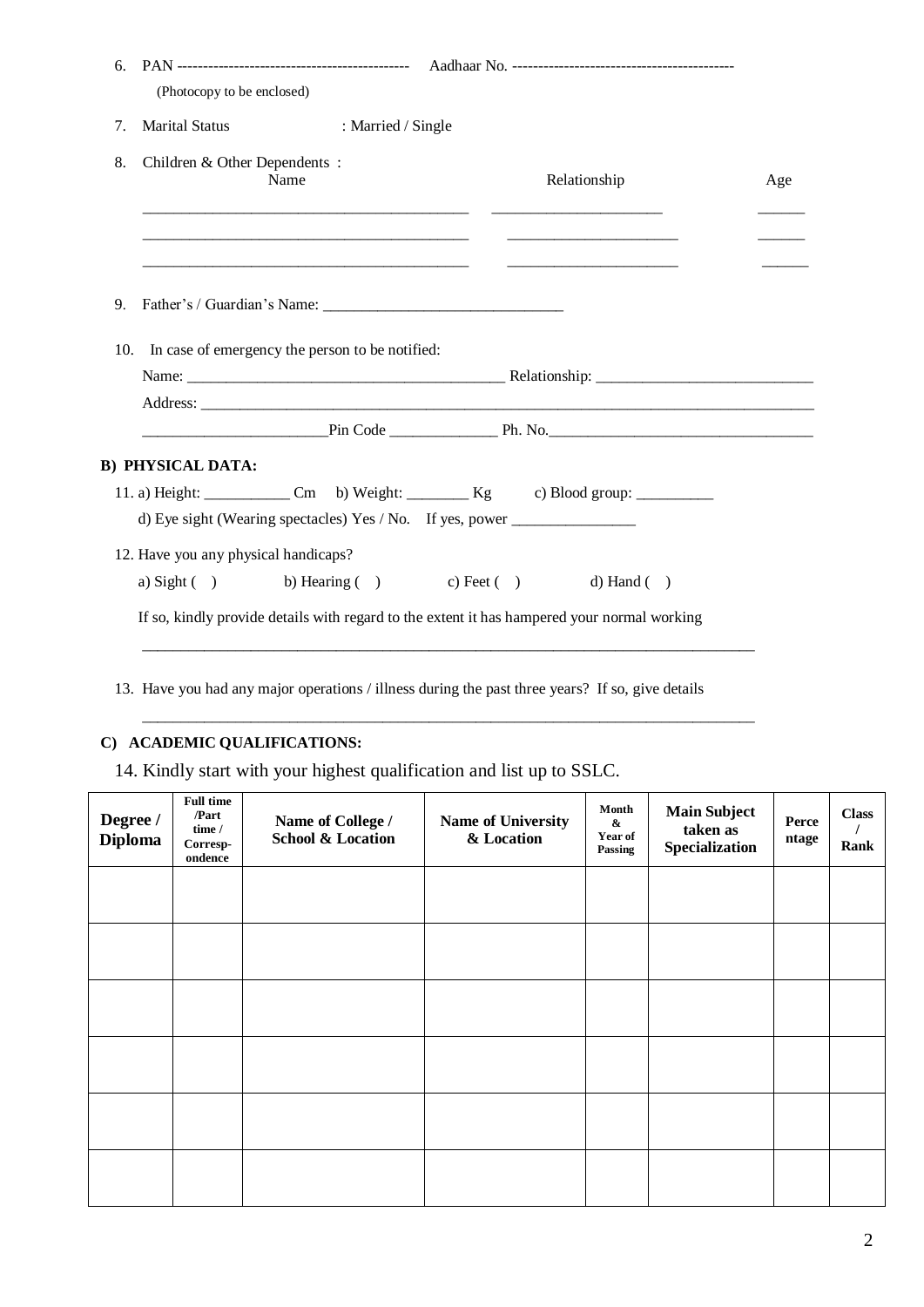6. PAN --------------------------------------------- Aadhaar No. -------------------------------------------

   (Photocopy to be enclosed)

7. Marital Status : Married / Single

8. Children & Other Dependents :

| Name | Relationship | Age |
|---|---|---|
| ____________________________________________ | _______________________ | ______ |
| ____________________________________________ | _______________________ | ______ |
| ____________________________________________ | _______________________ | ______ |

9. Father's / Guardian's Name: ________________________________

10. In case of emergency the person to be notified:

    Name: __________________________________________ Relationship: ____________________________

    Address: _____________________________________________________________________________________

    ________________________Pin Code ______________ Ph. No.__________________________________

**B) PHYSICAL DATA:**

11. a) Height: ___________ Cm b) Weight: ________ Kg c) Blood group: __________

    d) Eye sight (Wearing spectacles) Yes / No. If yes, power ________________

12. Have you any physical handicaps?

    a) Sight ( ) b) Hearing ( ) c) Feet ( ) d) Hand ( )

    If so, kindly provide details with regard to the extent it has hampered your normal working

    ________________________________________________________________________________

13. Have you had any major operations / illness during the past three years? If so, give details

    ________________________________________________________________________________

**C) ACADEMIC QUALIFICATIONS:**

14. Kindly start with your highest qualification and list up to SSLC.

| Degree / Diploma | Full time /Part time / Corresp-ondence | Name of College / School & Location | Name of University & Location | Month & Year of Passing | Main Subject taken as Specialization | Percentage | Class / Rank |
|---|---|---|---|---|---|---|---|
| | | | | | | | |
| | | | | | | | |
| | | | | | | | |
| | | | | | | | |
| | | | | | | | |
| | | | | | | | |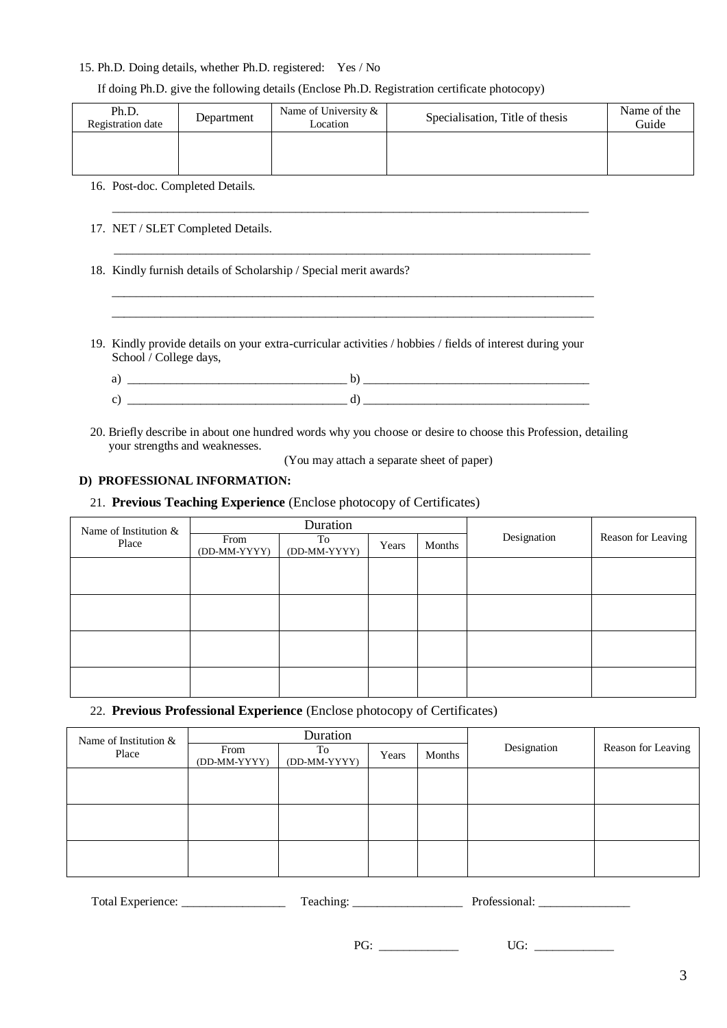15. Ph.D. Doing details, whether Ph.D. registered: Yes / No

If doing Ph.D. give the following details (Enclose Ph.D. Registration certificate photocopy)

| Ph.D. Registration date | Department | Name of University & Location | Specialisation, Title of thesis | Name of the Guide |
|---|---|---|---|---|
| | | | | |

16. Post-doc. Completed Details.

_______________________________________________________________________________

17. NET / SLET Completed Details.

_______________________________________________________________________________

18. Kindly furnish details of Scholarship / Special merit awards?

_______________________________________________________________________________

_______________________________________________________________________________

19. Kindly provide details on your extra-curricular activities / hobbies / fields of interest during your School / College days,

a) ____________________________________ b) ____________________________________

c) ____________________________________ d) ____________________________________

20. Briefly describe in about one hundred words why you choose or desire to choose this Profession, detailing your strengths and weaknesses.

(You may attach a separate sheet of paper)

## D) PROFESSIONAL INFORMATION:

21. **Previous Teaching Experience** (Enclose photocopy of Certificates)

| Name of Institution & Place | Duration | | | | Designation | Reason for Leaving |
|---|---|---|---|---|---|---|
| | From (DD-MM-YYYY) | To (DD-MM-YYYY) | Years | Months | | |
| | | | | | | |
| | | | | | | |
| | | | | | | |
| | | | | | | |

22. **Previous Professional Experience** (Enclose photocopy of Certificates)

| Name of Institution & Place | Duration | | | | Designation | Reason for Leaving |
|---|---|---|---|---|---|---|
| | From (DD-MM-YYYY) | To (DD-MM-YYYY) | Years | Months | | |
| | | | | | | |
| | | | | | | |
| | | | | | | |

Total Experience: _________________ Teaching: __________________ Professional: _______________

PG: _____________ UG: _____________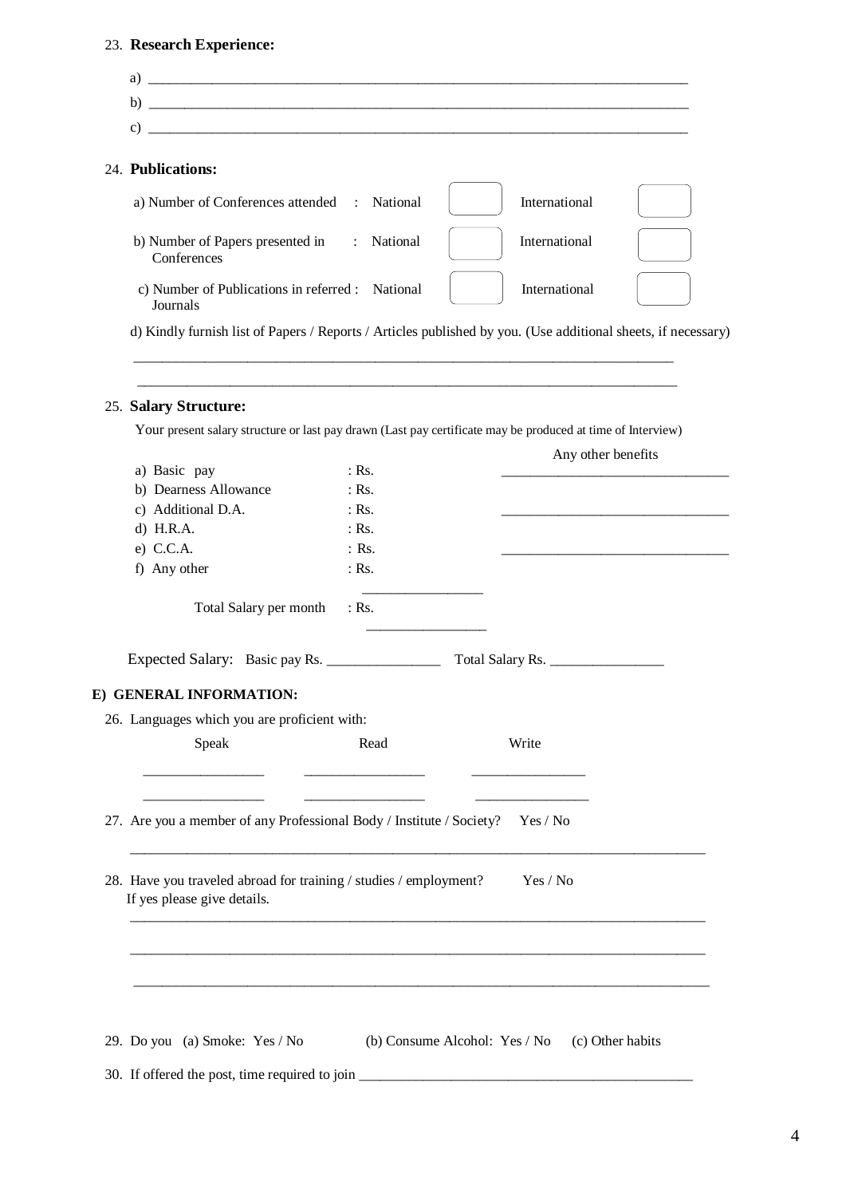23. **Research Experience:**

a) ______________________________________________________________________________

b) ______________________________________________________________________________

c) ______________________________________________________________________________

24. **Publications:**

| | | | | |
|---|---|---|---|---|
| a) Number of Conferences attended : | National | | International | |
| b) Number of Papers presented in Conferences : | National | | International | |
| c) Number of Publications in referred : Journals | National | | International | |

d) Kindly furnish list of Papers / Reports / Articles published by you. (Use additional sheets, if necessary)

______________________________________________________________________________

______________________________________________________________________________

25. **Salary Structure:**

Your present salary structure or last pay drawn (Last pay certificate may be produced at time of Interview)

| | | Any other benefits |
|---|---|---|
| a) Basic pay | : Rs. | ________________________________ |
| b) Dearness Allowance | : Rs. | |
| c) Additional D.A. | : Rs. | ________________________________ |
| d) H.R.A. | : Rs. | |
| e) C.C.A. | : Rs. | ________________________________ |
| f) Any other | : Rs. | |
| Total Salary per month | : Rs. | |

Expected Salary: Basic pay Rs. ________________ Total Salary Rs. ________________

**E) GENERAL INFORMATION:**

26. Languages which you are proficient with:

| Speak | Read | Write |
|---|---|---|
| ________________ | ________________ | ________________ |
| ________________ | ________________ | ________________ |

27. Are you a member of any Professional Body / Institute / Society? Yes / No

______________________________________________________________________________

28. Have you traveled abroad for training / studies / employment? Yes / No
If yes please give details.

______________________________________________________________________________

______________________________________________________________________________

______________________________________________________________________________

29. Do you (a) Smoke: Yes / No (b) Consume Alcohol: Yes / No (c) Other habits

30. If offered the post, time required to join ______________________________________________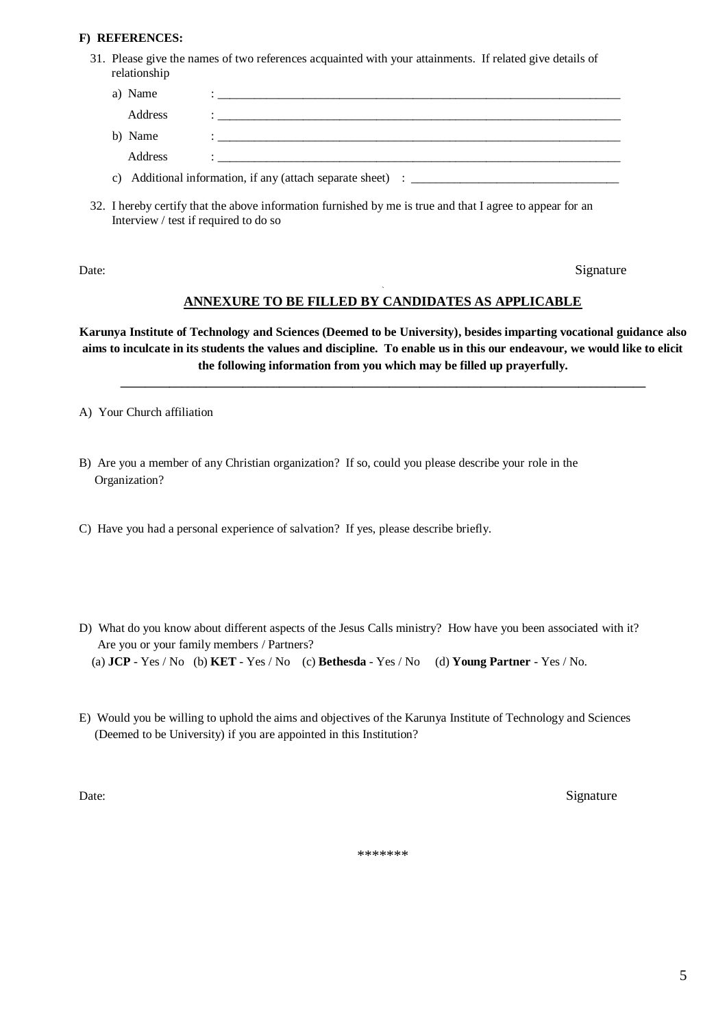**F) REFERENCES:**

31. Please give the names of two references acquainted with your attainments. If related give details of relationship

    a) Name : ______________________________________________________________________

    Address : ______________________________________________________________________

    b) Name : ______________________________________________________________________

    Address : ______________________________________________________________________

    c) Additional information, if any (attach separate sheet) : _________________________________

32. I hereby certify that the above information furnished by me is true and that I agree to appear for an Interview / test if required to do so

Date: Signature

## ANNEXURE TO BE FILLED BY CANDIDATES AS APPLICABLE

**Karunya Institute of Technology and Sciences (Deemed to be University), besides imparting vocational guidance also aims to inculcate in its students the values and discipline. To enable us in this our endeavour, we would like to elicit the following information from you which may be filled up prayerfully.**

---

A) Your Church affiliation

B) Are you a member of any Christian organization? If so, could you please describe your role in the Organization?

C) Have you had a personal experience of salvation? If yes, please describe briefly.

D) What do you know about different aspects of the Jesus Calls ministry? How have you been associated with it? Are you or your family members / Partners?

(a) **JCP** - Yes / No (b) **KET** - Yes / No (c) **Bethesda** - Yes / No (d) **Young Partner** - Yes / No.

E) Would you be willing to uphold the aims and objectives of the Karunya Institute of Technology and Sciences (Deemed to be University) if you are appointed in this Institution?

Date: Signature

*******